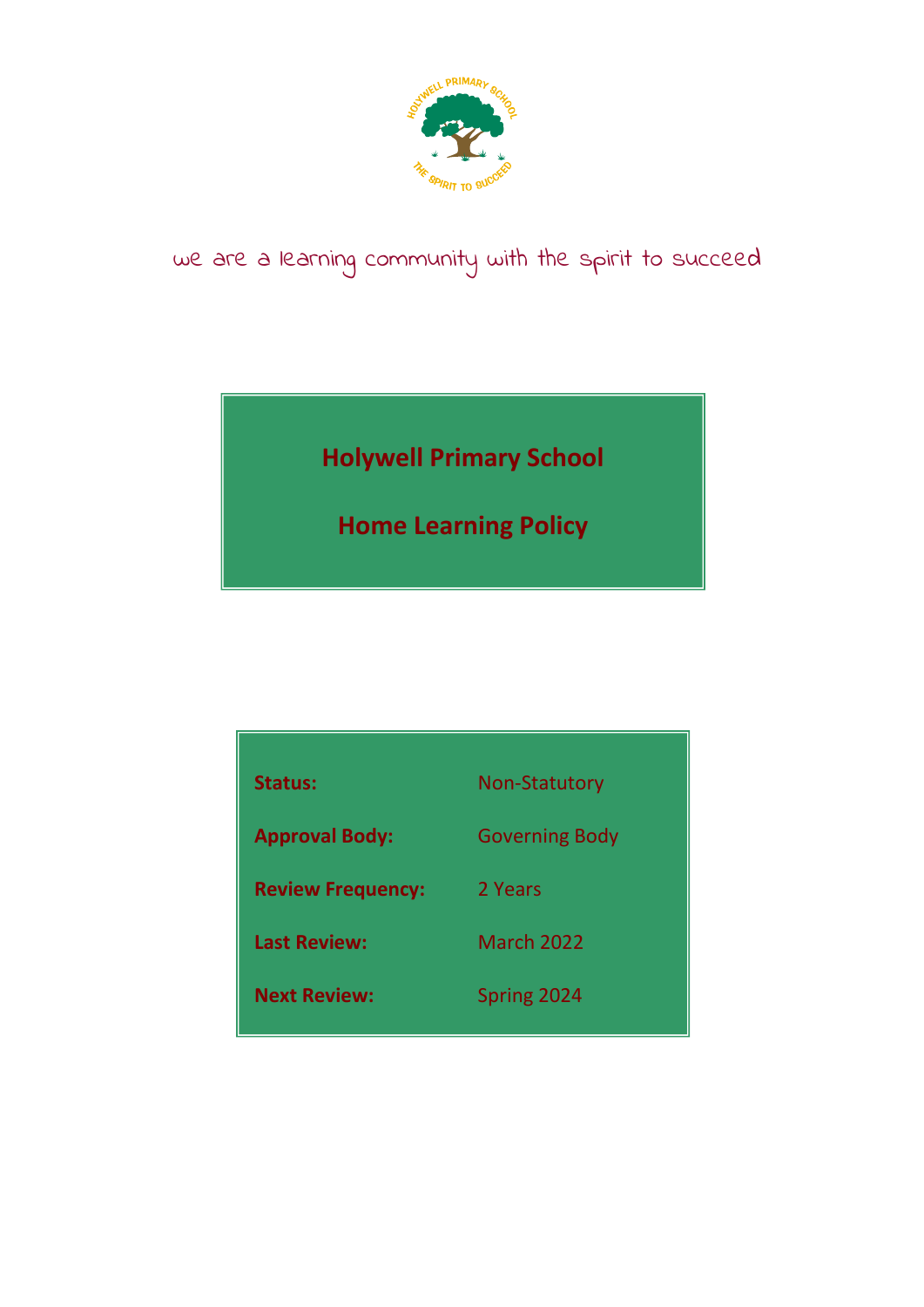we are a learning community with the spirit to succeed

# Holywell Primary School

## Home Learning Policy

| | |
|---|---|
| **Status:** | Non-Statutory |
| **Approval Body:** | Governing Body |
| **Review Frequency:** | 2 Years |
| **Last Review:** | March 2022 |
| **Next Review:** | Spring 2024 |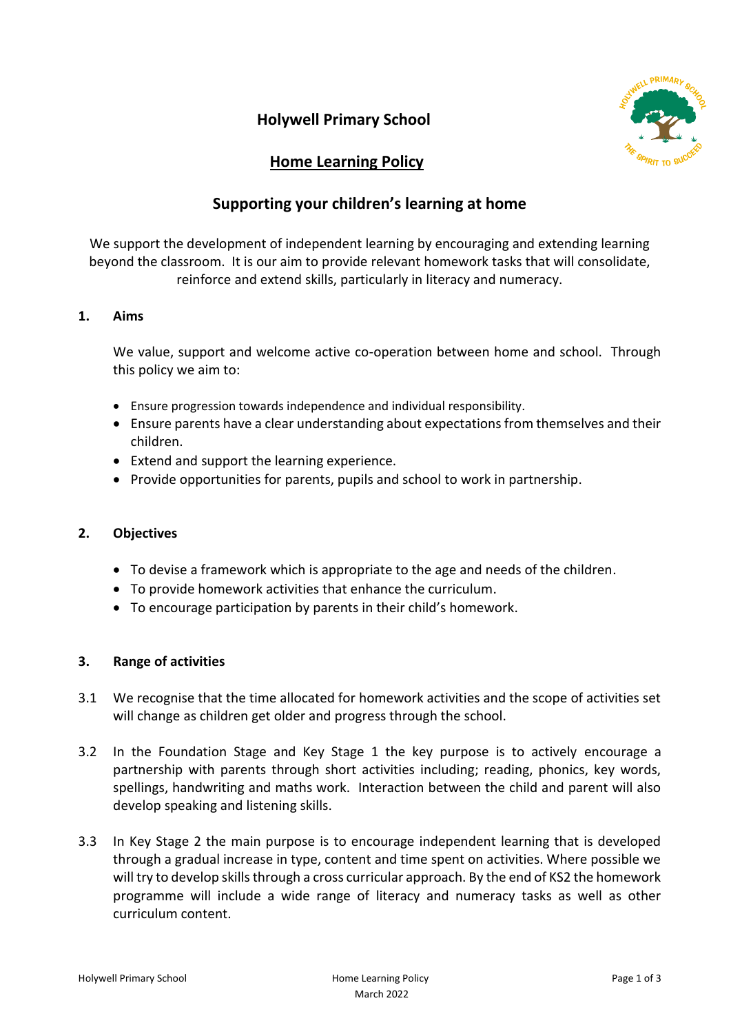# Holywell Primary School

## Home Learning Policy

## Supporting your children's learning at home

We support the development of independent learning by encouraging and extending learning beyond the classroom. It is our aim to provide relevant homework tasks that will consolidate, reinforce and extend skills, particularly in literacy and numeracy.

**1. Aims**

We value, support and welcome active co-operation between home and school. Through this policy we aim to:

- Ensure progression towards independence and individual responsibility.
- Ensure parents have a clear understanding about expectations from themselves and their children.
- Extend and support the learning experience.
- Provide opportunities for parents, pupils and school to work in partnership.

**2. Objectives**

- To devise a framework which is appropriate to the age and needs of the children.
- To provide homework activities that enhance the curriculum.
- To encourage participation by parents in their child's homework.

**3. Range of activities**

3.1 We recognise that the time allocated for homework activities and the scope of activities set will change as children get older and progress through the school.

3.2 In the Foundation Stage and Key Stage 1 the key purpose is to actively encourage a partnership with parents through short activities including; reading, phonics, key words, spellings, handwriting and maths work. Interaction between the child and parent will also develop speaking and listening skills.

3.3 In Key Stage 2 the main purpose is to encourage independent learning that is developed through a gradual increase in type, content and time spent on activities. Where possible we will try to develop skills through a cross curricular approach. By the end of KS2 the homework programme will include a wide range of literacy and numeracy tasks as well as other curriculum content.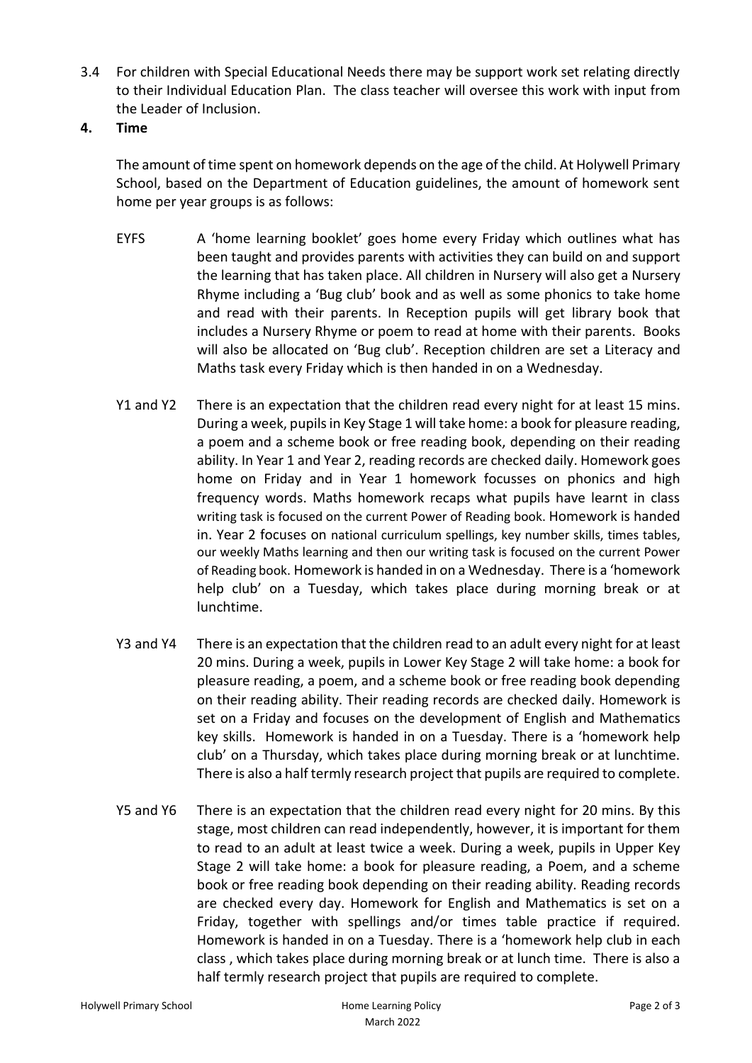3.4 For children with Special Educational Needs there may be support work set relating directly to their Individual Education Plan. The class teacher will oversee this work with input from the Leader of Inclusion.

## 4. Time

The amount of time spent on homework depends on the age of the child. At Holywell Primary School, based on the Department of Education guidelines, the amount of homework sent home per year groups is as follows:

**EYFS** A 'home learning booklet' goes home every Friday which outlines what has been taught and provides parents with activities they can build on and support the learning that has taken place. All children in Nursery will also get a Nursery Rhyme including a 'Bug club' book and as well as some phonics to take home and read with their parents. In Reception pupils will get library book that includes a Nursery Rhyme or poem to read at home with their parents. Books will also be allocated on 'Bug club'. Reception children are set a Literacy and Maths task every Friday which is then handed in on a Wednesday.

**Y1 and Y2** There is an expectation that the children read every night for at least 15 mins. During a week, pupils in Key Stage 1 will take home: a book for pleasure reading, a poem and a scheme book or free reading book, depending on their reading ability. In Year 1 and Year 2, reading records are checked daily. Homework goes home on Friday and in Year 1 homework focusses on phonics and high frequency words. Maths homework recaps what pupils have learnt in class writing task is focused on the current Power of Reading book. Homework is handed in. Year 2 focuses on national curriculum spellings, key number skills, times tables, our weekly Maths learning and then our writing task is focused on the current Power of Reading book. Homework is handed in on a Wednesday. There is a 'homework help club' on a Tuesday, which takes place during morning break or at lunchtime.

**Y3 and Y4** There is an expectation that the children read to an adult every night for at least 20 mins. During a week, pupils in Lower Key Stage 2 will take home: a book for pleasure reading, a poem, and a scheme book or free reading book depending on their reading ability. Their reading records are checked daily. Homework is set on a Friday and focuses on the development of English and Mathematics key skills. Homework is handed in on a Tuesday. There is a 'homework help club' on a Thursday, which takes place during morning break or at lunchtime. There is also a half termly research project that pupils are required to complete.

**Y5 and Y6** There is an expectation that the children read every night for 20 mins. By this stage, most children can read independently, however, it is important for them to read to an adult at least twice a week. During a week, pupils in Upper Key Stage 2 will take home: a book for pleasure reading, a Poem, and a scheme book or free reading book depending on their reading ability. Reading records are checked every day. Homework for English and Mathematics is set on a Friday, together with spellings and/or times table practice if required. Homework is handed in on a Tuesday. There is a 'homework help club in each class , which takes place during morning break or at lunch time. There is also a half termly research project that pupils are required to complete.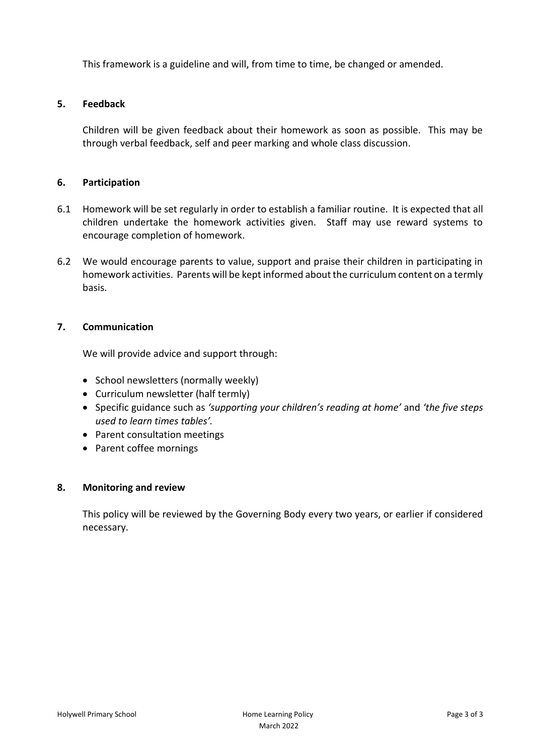This framework is a guideline and will, from time to time, be changed or amended.

## 5. Feedback

Children will be given feedback about their homework as soon as possible. This may be through verbal feedback, self and peer marking and whole class discussion.

## 6. Participation

6.1 Homework will be set regularly in order to establish a familiar routine. It is expected that all children undertake the homework activities given. Staff may use reward systems to encourage completion of homework.

6.2 We would encourage parents to value, support and praise their children in participating in homework activities. Parents will be kept informed about the curriculum content on a termly basis.

## 7. Communication

We will provide advice and support through:

- School newsletters (normally weekly)
- Curriculum newsletter (half termly)
- Specific guidance such as *'supporting your children's reading at home'* and *'the five steps used to learn times tables'.*
- Parent consultation meetings
- Parent coffee mornings

## 8. Monitoring and review

This policy will be reviewed by the Governing Body every two years, or earlier if considered necessary.